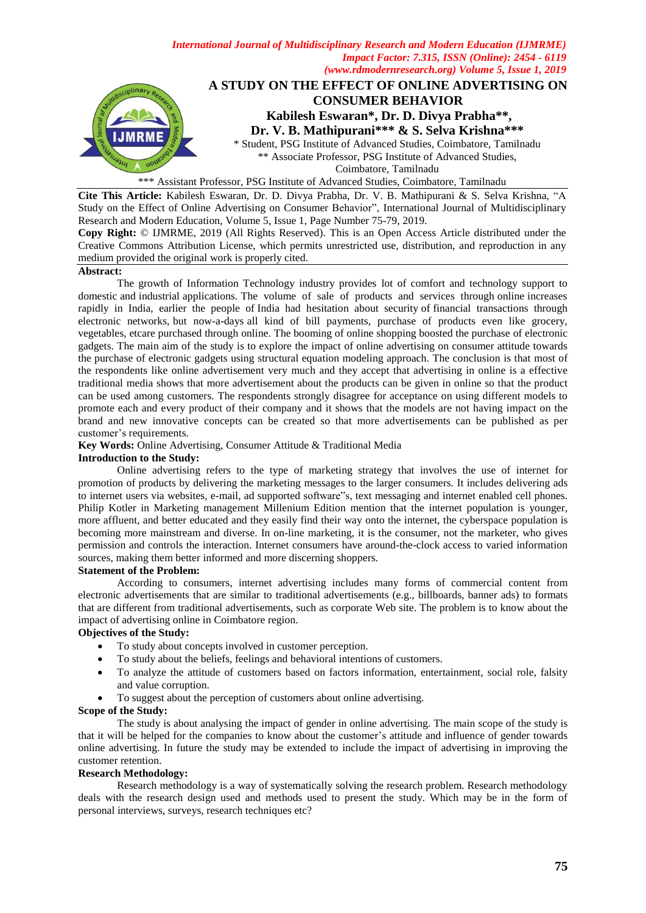# A STUDY ON THE EFFECT OF ONLINE ADVERTISING ON CONSUMER BEHAVIOR

**Kabilesh Eswaran*, Dr. D. Divya Prabha**, Dr. V. B. Mathipurani*** & S. Selva Krishna*****

\* Student, PSG Institute of Advanced Studies, Coimbatore, Tamilnadu

** Associate Professor, PSG Institute of Advanced Studies, Coimbatore, Tamilnadu

*** Assistant Professor, PSG Institute of Advanced Studies, Coimbatore, Tamilnadu

**Cite This Article:** Kabilesh Eswaran, Dr. D. Divya Prabha, Dr. V. B. Mathipurani & S. Selva Krishna, "A Study on the Effect of Online Advertising on Consumer Behavior", International Journal of Multidisciplinary Research and Modern Education, Volume 5, Issue 1, Page Number 75-79, 2019.

**Copy Right:** © IJMRME, 2019 (All Rights Reserved). This is an Open Access Article distributed under the Creative Commons Attribution License, which permits unrestricted use, distribution, and reproduction in any medium provided the original work is properly cited.

**Abstract:**

The growth of Information Technology industry provides lot of comfort and technology support to domestic and industrial applications. The volume of sale of products and services through online increases rapidly in India, earlier the people of India had hesitation about security of financial transactions through electronic networks, but now-a-days all kind of bill payments, purchase of products even like grocery, vegetables, etcare purchased through online. The booming of online shopping boosted the purchase of electronic gadgets. The main aim of the study is to explore the impact of online advertising on consumer attitude towards the purchase of electronic gadgets using structural equation modeling approach. The conclusion is that most of the respondents like online advertisement very much and they accept that advertising in online is a effective traditional media shows that more advertisement about the products can be given in online so that the product can be used among customers. The respondents strongly disagree for acceptance on using different models to promote each and every product of their company and it shows that the models are not having impact on the brand and new innovative concepts can be created so that more advertisements can be published as per customer's requirements.

**Key Words:** Online Advertising, Consumer Attitude & Traditional Media

**Introduction to the Study:**

Online advertising refers to the type of marketing strategy that involves the use of internet for promotion of products by delivering the marketing messages to the larger consumers. It includes delivering ads to internet users via websites, e-mail, ad supported software"s, text messaging and internet enabled cell phones. Philip Kotler in Marketing management Millenium Edition mention that the internet population is younger, more affluent, and better educated and they easily find their way onto the internet, the cyberspace population is becoming more mainstream and diverse. In on-line marketing, it is the consumer, not the marketer, who gives permission and controls the interaction. Internet consumers have around-the-clock access to varied information sources, making them better informed and more discerning shoppers.

**Statement of the Problem:**

According to consumers, internet advertising includes many forms of commercial content from electronic advertisements that are similar to traditional advertisements (e.g., billboards, banner ads) to formats that are different from traditional advertisements, such as corporate Web site. The problem is to know about the impact of advertising online in Coimbatore region.

**Objectives of the Study:**

- To study about concepts involved in customer perception.
- To study about the beliefs, feelings and behavioral intentions of customers.
- To analyze the attitude of customers based on factors information, entertainment, social role, falsity and value corruption.
- To suggest about the perception of customers about online advertising.

**Scope of the Study:**

The study is about analysing the impact of gender in online advertising. The main scope of the study is that it will be helped for the companies to know about the customer's attitude and influence of gender towards online advertising. In future the study may be extended to include the impact of advertising in improving the customer retention.

**Research Methodology:**

Research methodology is a way of systematically solving the research problem. Research methodology deals with the research design used and methods used to present the study. Which may be in the form of personal interviews, surveys, research techniques etc?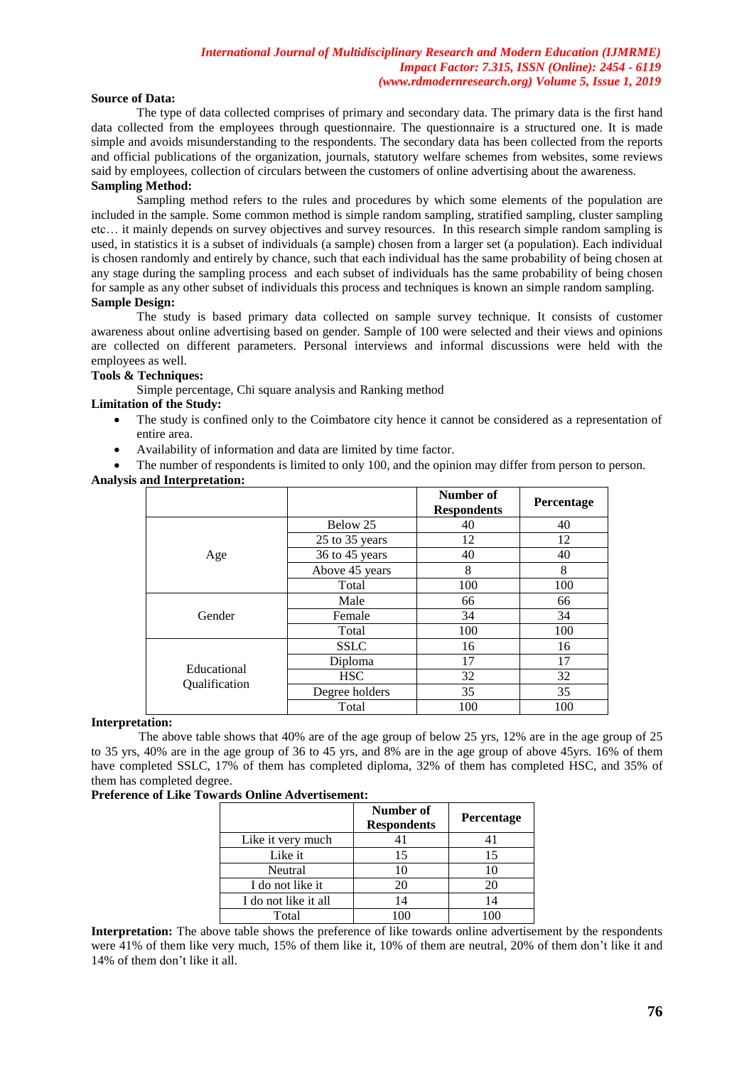**Source of Data:**

The type of data collected comprises of primary and secondary data. The primary data is the first hand data collected from the employees through questionnaire. The questionnaire is a structured one. It is made simple and avoids misunderstanding to the respondents. The secondary data has been collected from the reports and official publications of the organization, journals, statutory welfare schemes from websites, some reviews said by employees, collection of circulars between the customers of online advertising about the awareness.

**Sampling Method:**

Sampling method refers to the rules and procedures by which some elements of the population are included in the sample. Some common method is simple random sampling, stratified sampling, cluster sampling etc… it mainly depends on survey objectives and survey resources. In this research simple random sampling is used, in statistics it is a subset of individuals (a sample) chosen from a larger set (a population). Each individual is chosen randomly and entirely by chance, such that each individual has the same probability of being chosen at any stage during the sampling process and each subset of individuals has the same probability of being chosen for sample as any other subset of individuals this process and techniques is known an simple random sampling.

**Sample Design:**

The study is based primary data collected on sample survey technique. It consists of customer awareness about online advertising based on gender. Sample of 100 were selected and their views and opinions are collected on different parameters. Personal interviews and informal discussions were held with the employees as well.

**Tools & Techniques:**

Simple percentage, Chi square analysis and Ranking method

**Limitation of the Study:**

- The study is confined only to the Coimbatore city hence it cannot be considered as a representation of entire area.
- Availability of information and data are limited by time factor.
- The number of respondents is limited to only 100, and the opinion may differ from person to person.

**Analysis and Interpretation:**

| | | Number of Respondents | Percentage |
|---|---|---|---|
| Age | Below 25 | 40 | 40 |
| | 25 to 35 years | 12 | 12 |
| | 36 to 45 years | 40 | 40 |
| | Above 45 years | 8 | 8 |
| | Total | 100 | 100 |
| Gender | Male | 66 | 66 |
| | Female | 34 | 34 |
| | Total | 100 | 100 |
| Educational Qualification | SSLC | 16 | 16 |
| | Diploma | 17 | 17 |
| | HSC | 32 | 32 |
| | Degree holders | 35 | 35 |
| | Total | 100 | 100 |

**Interpretation:**

The above table shows that 40% are of the age group of below 25 yrs, 12% are in the age group of 25 to 35 yrs, 40% are in the age group of 36 to 45 yrs, and 8% are in the age group of above 45yrs. 16% of them have completed SSLC, 17% of them has completed diploma, 32% of them has completed HSC, and 35% of them has completed degree.

**Preference of Like Towards Online Advertisement:**

| | Number of Respondents | Percentage |
|---|---|---|
| Like it very much | 41 | 41 |
| Like it | 15 | 15 |
| Neutral | 10 | 10 |
| I do not like it | 20 | 20 |
| I do not like it all | 14 | 14 |
| Total | 100 | 100 |

**Interpretation:** The above table shows the preference of like towards online advertisement by the respondents were 41% of them like very much, 15% of them like it, 10% of them are neutral, 20% of them don't like it and 14% of them don't like it all.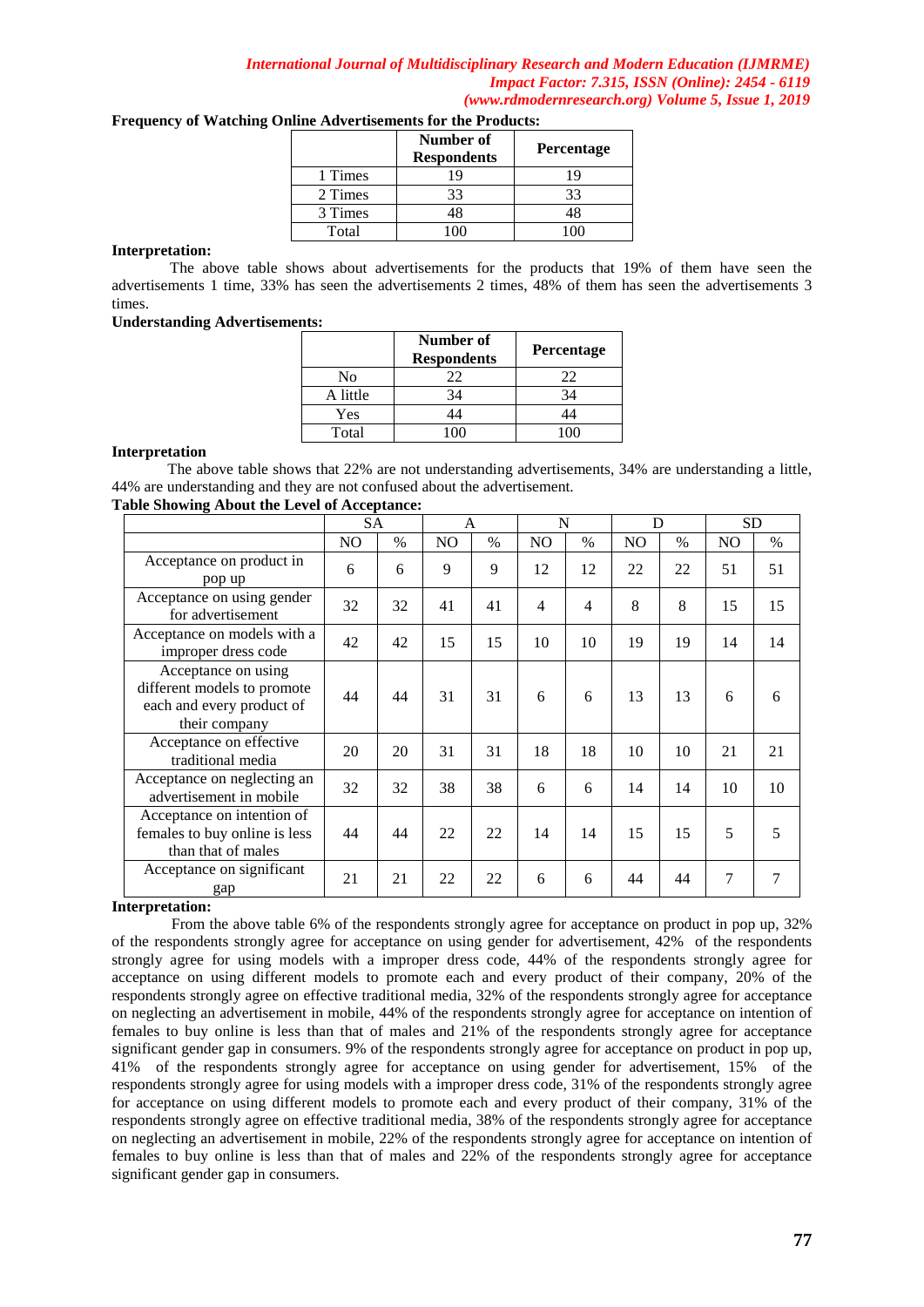**Frequency of Watching Online Advertisements for the Products:**

| | Number of Respondents | Percentage |
|---|---|---|
| 1 Times | 19 | 19 |
| 2 Times | 33 | 33 |
| 3 Times | 48 | 48 |
| Total | 100 | 100 |

**Interpretation:**

The above table shows about advertisements for the products that 19% of them have seen the advertisements 1 time, 33% has seen the advertisements 2 times, 48% of them has seen the advertisements 3 times.

**Understanding Advertisements:**

| | Number of Respondents | Percentage |
|---|---|---|
| No | 22 | 22 |
| A little | 34 | 34 |
| Yes | 44 | 44 |
| Total | 100 | 100 |

**Interpretation**

The above table shows that 22% are not understanding advertisements, 34% are understanding a little, 44% are understanding and they are not confused about the advertisement.

**Table Showing About the Level of Acceptance:**

| | SA | | A | | N | | D | | SD | |
|---|---|---|---|---|---|---|---|---|---|---|
| | NO | % | NO | % | NO | % | NO | % | NO | % |
| Acceptance on product in pop up | 6 | 6 | 9 | 9 | 12 | 12 | 22 | 22 | 51 | 51 |
| Acceptance on using gender for advertisement | 32 | 32 | 41 | 41 | 4 | 4 | 8 | 8 | 15 | 15 |
| Acceptance on models with a improper dress code | 42 | 42 | 15 | 15 | 10 | 10 | 19 | 19 | 14 | 14 |
| Acceptance on using different models to promote each and every product of their company | 44 | 44 | 31 | 31 | 6 | 6 | 13 | 13 | 6 | 6 |
| Acceptance on effective traditional media | 20 | 20 | 31 | 31 | 18 | 18 | 10 | 10 | 21 | 21 |
| Acceptance on neglecting an advertisement in mobile | 32 | 32 | 38 | 38 | 6 | 6 | 14 | 14 | 10 | 10 |
| Acceptance on intention of females to buy online is less than that of males | 44 | 44 | 22 | 22 | 14 | 14 | 15 | 15 | 5 | 5 |
| Acceptance on significant gap | 21 | 21 | 22 | 22 | 6 | 6 | 44 | 44 | 7 | 7 |

**Interpretation:**

From the above table 6% of the respondents strongly agree for acceptance on product in pop up, 32% of the respondents strongly agree for acceptance on using gender for advertisement, 42% of the respondents strongly agree for using models with a improper dress code, 44% of the respondents strongly agree for acceptance on using different models to promote each and every product of their company, 20% of the respondents strongly agree on effective traditional media, 32% of the respondents strongly agree for acceptance on neglecting an advertisement in mobile, 44% of the respondents strongly agree for acceptance on intention of females to buy online is less than that of males and 21% of the respondents strongly agree for acceptance significant gender gap in consumers. 9% of the respondents strongly agree for acceptance on product in pop up, 41% of the respondents strongly agree for acceptance on using gender for advertisement, 15% of the respondents strongly agree for using models with a improper dress code, 31% of the respondents strongly agree for acceptance on using different models to promote each and every product of their company, 31% of the respondents strongly agree on effective traditional media, 38% of the respondents strongly agree for acceptance on neglecting an advertisement in mobile, 22% of the respondents strongly agree for acceptance on intention of females to buy online is less than that of males and 22% of the respondents strongly agree for acceptance significant gender gap in consumers.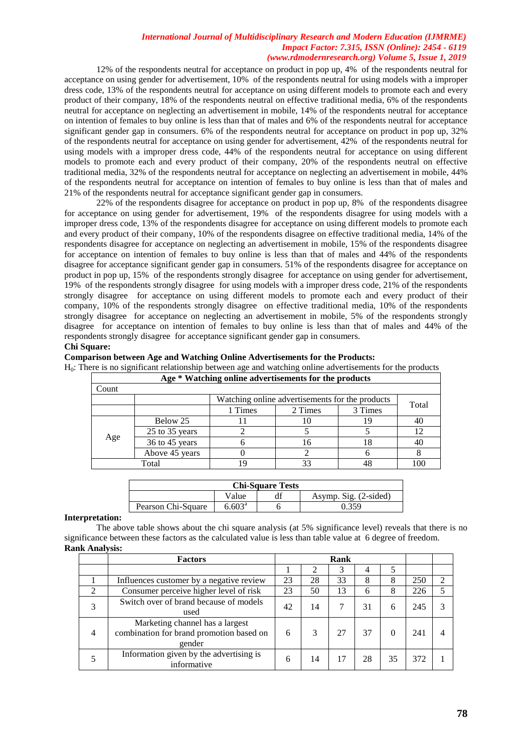12% of the respondents neutral for acceptance on product in pop up, 4% of the respondents neutral for acceptance on using gender for advertisement, 10% of the respondents neutral for using models with a improper dress code, 13% of the respondents neutral for acceptance on using different models to promote each and every product of their company, 18% of the respondents neutral on effective traditional media, 6% of the respondents neutral for acceptance on neglecting an advertisement in mobile, 14% of the respondents neutral for acceptance on intention of females to buy online is less than that of males and 6% of the respondents neutral for acceptance significant gender gap in consumers. 6% of the respondents neutral for acceptance on product in pop up, 32% of the respondents neutral for acceptance on using gender for advertisement, 42% of the respondents neutral for using models with a improper dress code, 44% of the respondents neutral for acceptance on using different models to promote each and every product of their company, 20% of the respondents neutral on effective traditional media, 32% of the respondents neutral for acceptance on neglecting an advertisement in mobile, 44% of the respondents neutral for acceptance on intention of females to buy online is less than that of males and 21% of the respondents neutral for acceptance significant gender gap in consumers.

22% of the respondents disagree for acceptance on product in pop up, 8% of the respondents disagree for acceptance on using gender for advertisement, 19% of the respondents disagree for using models with a improper dress code, 13% of the respondents disagree for acceptance on using different models to promote each and every product of their company, 10% of the respondents disagree on effective traditional media, 14% of the respondents disagree for acceptance on neglecting an advertisement in mobile, 15% of the respondents disagree for acceptance on intention of females to buy online is less than that of males and 44% of the respondents disagree for acceptance significant gender gap in consumers. 51% of the respondents disagree for acceptance on product in pop up, 15% of the respondents strongly disagree for acceptance on using gender for advertisement, 19% of the respondents strongly disagree for using models with a improper dress code, 21% of the respondents strongly disagree for acceptance on using different models to promote each and every product of their company, 10% of the respondents strongly disagree on effective traditional media, 10% of the respondents strongly disagree for acceptance on neglecting an advertisement in mobile, 5% of the respondents strongly disagree for acceptance on intention of females to buy online is less than that of males and 44% of the respondents strongly disagree for acceptance significant gender gap in consumers.

**Chi Square:**

**Comparison between Age and Watching Online Advertisements for the Products:**

$H_0$: There is no significant relationship between age and watching online advertisements for the products

**Age * Watching online advertisements for the products**

| Count | | | | | |
|---|---|---|---|---|---|
| | | Watching online advertisements for the products | | | Total |
| | | 1 Times | 2 Times | 3 Times | |
| Age | Below 25 | 11 | 10 | 19 | 40 |
| | 25 to 35 years | 2 | 5 | 5 | 12 |
| | 36 to 45 years | 6 | 16 | 18 | 40 |
| | Above 45 years | 0 | 2 | 6 | 8 |
| Total | | 19 | 33 | 48 | 100 |

**Chi-Square Tests**

| | Value | df | Asymp. Sig. (2-sided) |
|---|---|---|---|
| Pearson Chi-Square | $6.603^a$ | 6 | 0.359 |

**Interpretation:**

The above table shows about the chi square analysis (at 5% significance level) reveals that there is no significance between these factors as the calculated value is less than table value at 6 degree of freedom.

**Rank Analysis:**

| | Factors | Rank | | | | | | |
|---|---|---|---|---|---|---|---|---|
| | | 1 | 2 | 3 | 4 | 5 | | |
| 1 | Influences customer by a negative review | 23 | 28 | 33 | 8 | 8 | 250 | 2 |
| 2 | Consumer perceive higher level of risk | 23 | 50 | 13 | 6 | 8 | 226 | 5 |
| 3 | Switch over of brand because of models used | 42 | 14 | 7 | 31 | 6 | 245 | 3 |
| 4 | Marketing channel has a largest combination for brand promotion based on gender | 6 | 3 | 27 | 37 | 0 | 241 | 4 |
| 5 | Information given by the advertising is informative | 6 | 14 | 17 | 28 | 35 | 372 | 1 |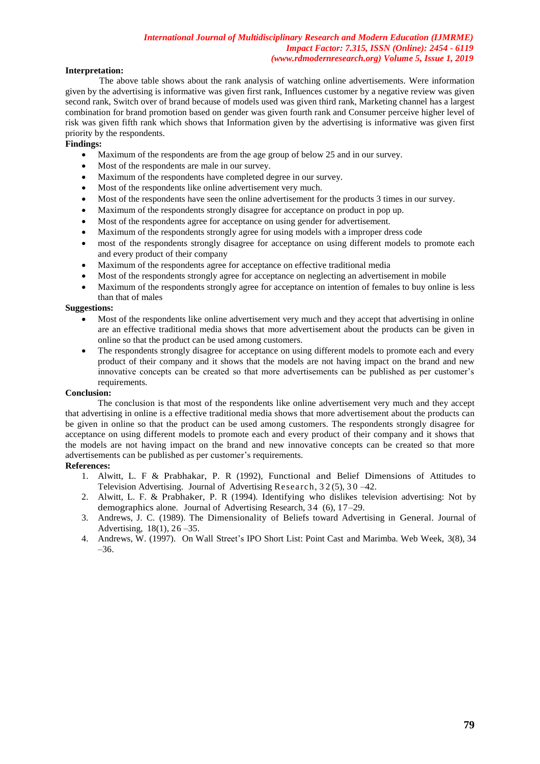**Interpretation:**

The above table shows about the rank analysis of watching online advertisements. Were information given by the advertising is informative was given first rank, Influences customer by a negative review was given second rank, Switch over of brand because of models used was given third rank, Marketing channel has a largest combination for brand promotion based on gender was given fourth rank and Consumer perceive higher level of risk was given fifth rank which shows that Information given by the advertising is informative was given first priority by the respondents.

**Findings:**

- Maximum of the respondents are from the age group of below 25 and in our survey.
- Most of the respondents are male in our survey.
- Maximum of the respondents have completed degree in our survey.
- Most of the respondents like online advertisement very much.
- Most of the respondents have seen the online advertisement for the products 3 times in our survey.
- Maximum of the respondents strongly disagree for acceptance on product in pop up.
- Most of the respondents agree for acceptance on using gender for advertisement.
- Maximum of the respondents strongly agree for using models with a improper dress code
- most of the respondents strongly disagree for acceptance on using different models to promote each and every product of their company
- Maximum of the respondents agree for acceptance on effective traditional media
- Most of the respondents strongly agree for acceptance on neglecting an advertisement in mobile
- Maximum of the respondents strongly agree for acceptance on intention of females to buy online is less than that of males

**Suggestions:**

- Most of the respondents like online advertisement very much and they accept that advertising in online are an effective traditional media shows that more advertisement about the products can be given in online so that the product can be used among customers.
- The respondents strongly disagree for acceptance on using different models to promote each and every product of their company and it shows that the models are not having impact on the brand and new innovative concepts can be created so that more advertisements can be published as per customer's requirements.

**Conclusion:**

The conclusion is that most of the respondents like online advertisement very much and they accept that advertising in online is a effective traditional media shows that more advertisement about the products can be given in online so that the product can be used among customers. The respondents strongly disagree for acceptance on using different models to promote each and every product of their company and it shows that the models are not having impact on the brand and new innovative concepts can be created so that more advertisements can be published as per customer's requirements.

**References:**

1. Alwitt, L. F & Prabhakar, P. R (1992), Functional and Belief Dimensions of Attitudes to Television Advertising. Journal of Advertising Research, 32(5), 30 –42.
2. Alwitt, L. F. & Prabhaker, P. R (1994). Identifying who dislikes television advertising: Not by demographics alone. Journal of Advertising Research, 34 (6), 17–29.
3. Andrews, J. C. (1989). The Dimensionality of Beliefs toward Advertising in General. Journal of Advertising, 18(1), 26 –35.
4. Andrews, W. (1997). On Wall Street's IPO Short List: Point Cast and Marimba. Web Week, 3(8), 34 –36.